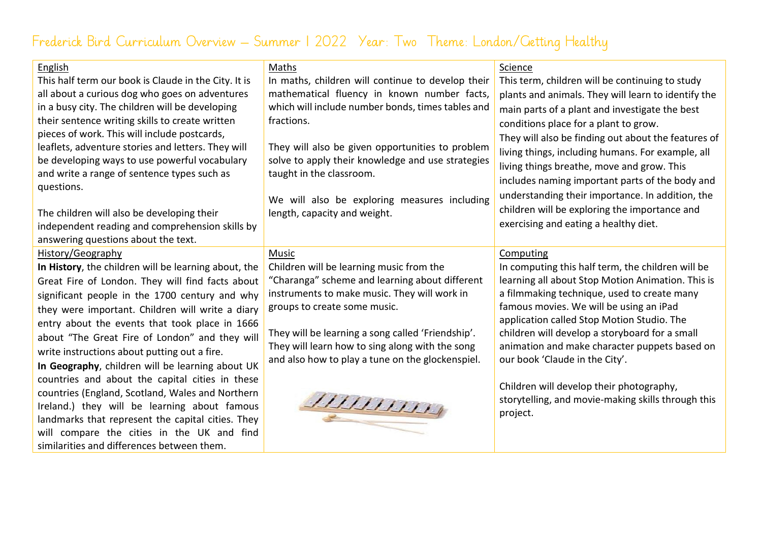# Frederick Bird Curriculum Overview – Summer 1 2022 Year: Two Theme: London/Getting Healthy

## English

This half term our book is Claude in the City. It is all about a curious dog who goes on adventures in a busy city. The children will be developing their sentence writing skills to create written pieces of work. This will include postcards, leaflets, adventure stories and letters. They will be developing ways to use powerful vocabulary and write a range of sentence types such as questions.

The children will also be developing their independent reading and comprehension skills by answering questions about the text.

## Maths

In maths, children will continue to develop their mathematical fluency in known number facts, which will include number bonds, times tables and fractions.

They will also be given opportunities to problem solve to apply their knowledge and use strategies taught in the classroom.

We will also be exploring measures including length, capacity and weight.

## Science

This term, children will be continuing to study plants and animals. They will learn to identify the main parts of a plant and investigate the best conditions place for a plant to grow.
They will also be finding out about the features of living things, including humans. For example, all living things breathe, move and grow. This includes naming important parts of the body and understanding their importance. In addition, the children will be exploring the importance and exercising and eating a healthy diet.

## History/Geography

**In History**, the children will be learning about, the Great Fire of London. They will find facts about significant people in the 1700 century and why they were important. Children will write a diary entry about the events that took place in 1666 about "The Great Fire of London" and they will write instructions about putting out a fire.
**In Geography**, children will be learning about UK countries and about the capital cities in these countries (England, Scotland, Wales and Northern Ireland.) they will be learning about famous landmarks that represent the capital cities. They will compare the cities in the UK and find similarities and differences between them.

## Music

Children will be learning music from the "Charanga" scheme and learning about different instruments to make music. They will work in groups to create some music.

They will be learning a song called 'Friendship'. They will learn how to sing along with the song and also how to play a tune on the glockenspiel.

## Computing

In computing this half term, the children will be learning all about Stop Motion Animation. This is a filmmaking technique, used to create many famous movies. We will be using an iPad application called Stop Motion Studio. The children will develop a storyboard for a small animation and make character puppets based on our book 'Claude in the City'.

Children will develop their photography, storytelling, and movie-making skills through this project.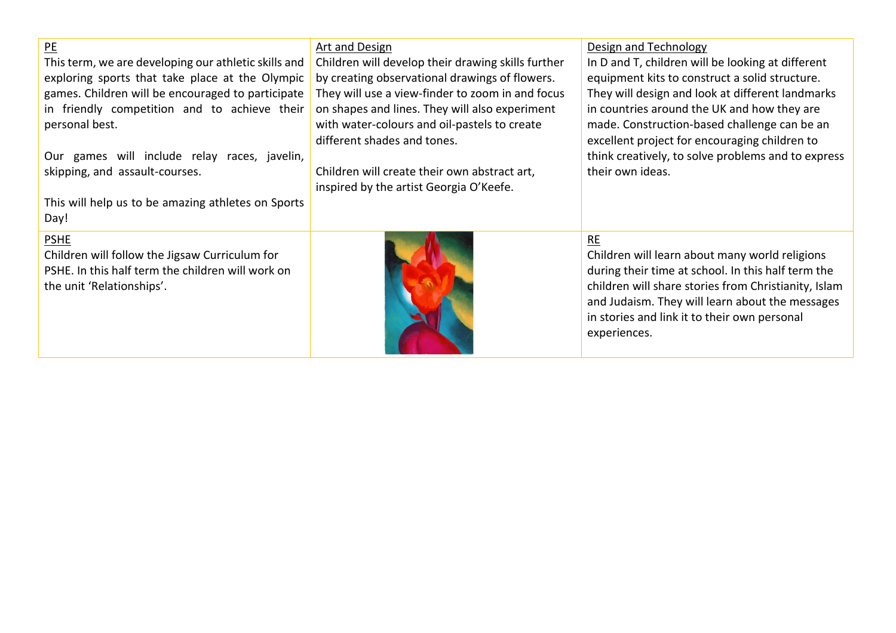| | | |
|---|---|---|
| PE<br>This term, we are developing our athletic skills and exploring sports that take place at the Olympic games. Children will be encouraged to participate in friendly competition and to achieve their personal best.<br><br>Our games will include relay races, javelin, skipping, and assault-courses.<br><br>This will help us to be amazing athletes on Sports Day! | Art and Design<br>Children will develop their drawing skills further by creating observational drawings of flowers. They will use a view-finder to zoom in and focus on shapes and lines. They will also experiment with water-colours and oil-pastels to create different shades and tones.<br><br>Children will create their own abstract art, inspired by the artist Georgia O'Keefe. | Design and Technology<br>In D and T, children will be looking at different equipment kits to construct a solid structure. They will design and look at different landmarks in countries around the UK and how they are made. Construction-based challenge can be an excellent project for encouraging children to think creatively, to solve problems and to express their own ideas. |
| PSHE<br>Children will follow the Jigsaw Curriculum for PSHE. In this half term the children will work on the unit 'Relationships'. | | RE<br>Children will learn about many world religions during their time at school. In this half term the children will share stories from Christianity, Islam and Judaism. They will learn about the messages in stories and link it to their own personal experiences. |